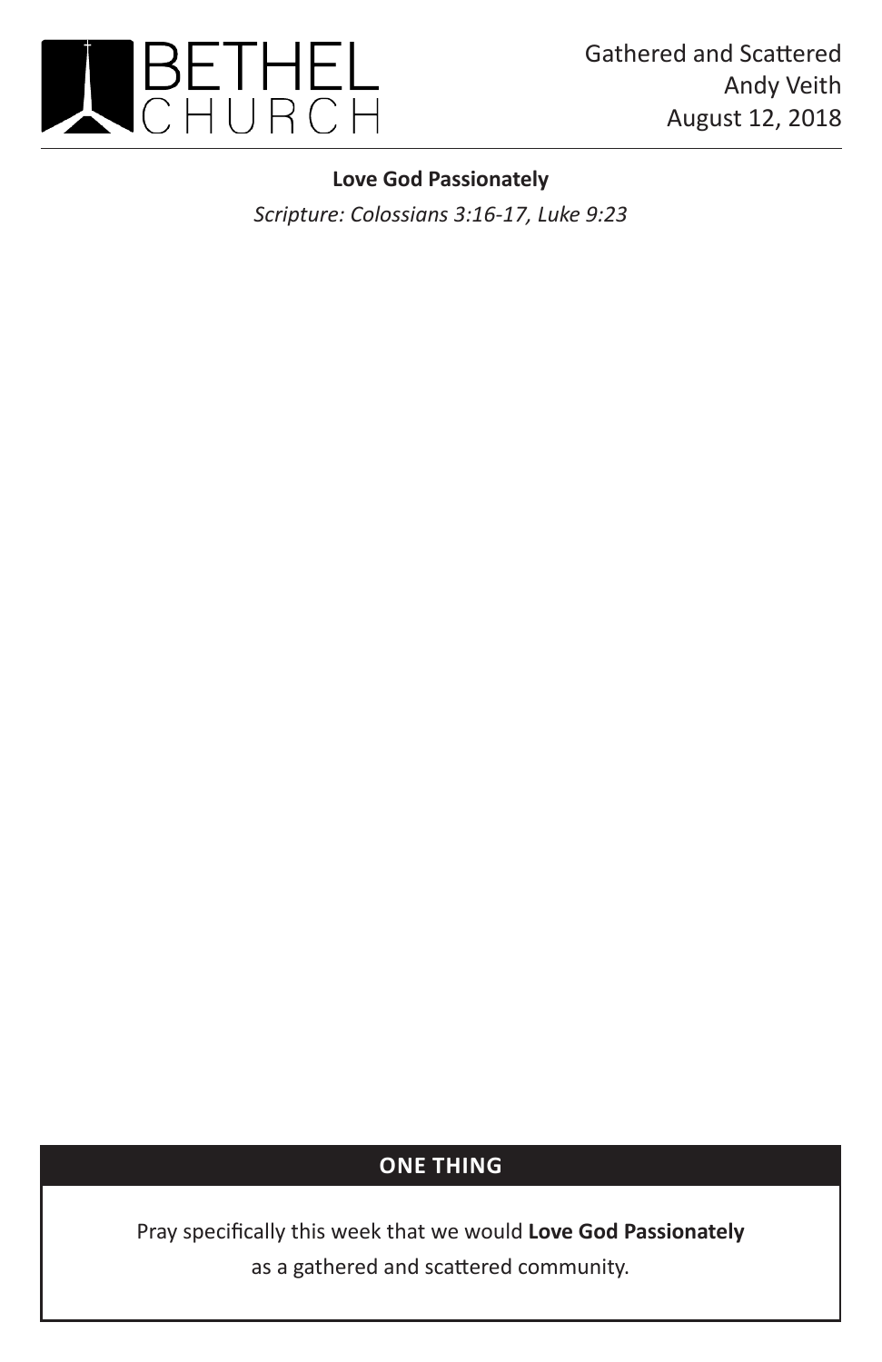# BETHEL CHURCH

Gathered and Scattered
Andy Veith
August 12, 2018

**Love God Passionately**

*Scripture: Colossians 3:16-17, Luke 9:23*

## ONE THING

Pray specifically this week that we would **Love God Passionately** as a gathered and scattered community.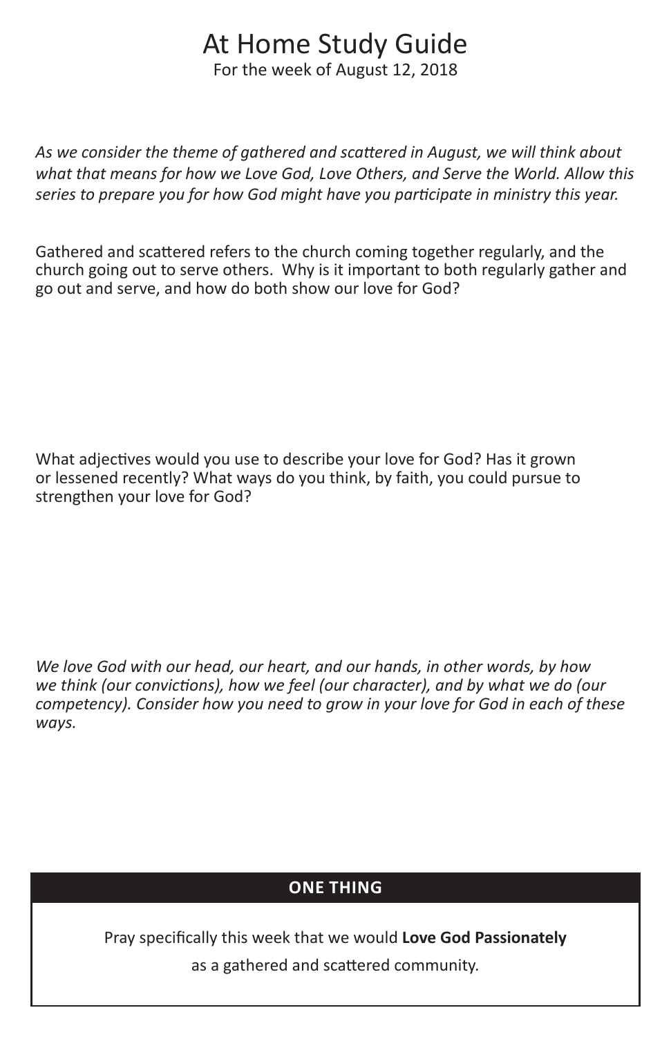# At Home Study Guide

For the week of August 12, 2018

*As we consider the theme of gathered and scattered in August, we will think about what that means for how we Love God, Love Others, and Serve the World. Allow this series to prepare you for how God might have you participate in ministry this year.*

Gathered and scattered refers to the church coming together regularly, and the church going out to serve others. Why is it important to both regularly gather and go out and serve, and how do both show our love for God?

What adjectives would you use to describe your love for God? Has it grown or lessened recently? What ways do you think, by faith, you could pursue to strengthen your love for God?

*We love God with our head, our heart, and our hands, in other words, by how we think (our convictions), how we feel (our character), and by what we do (our competency). Consider how you need to grow in your love for God in each of these ways.*

## ONE THING

Pray specifically this week that we would **Love God Passionately** as a gathered and scattered community.